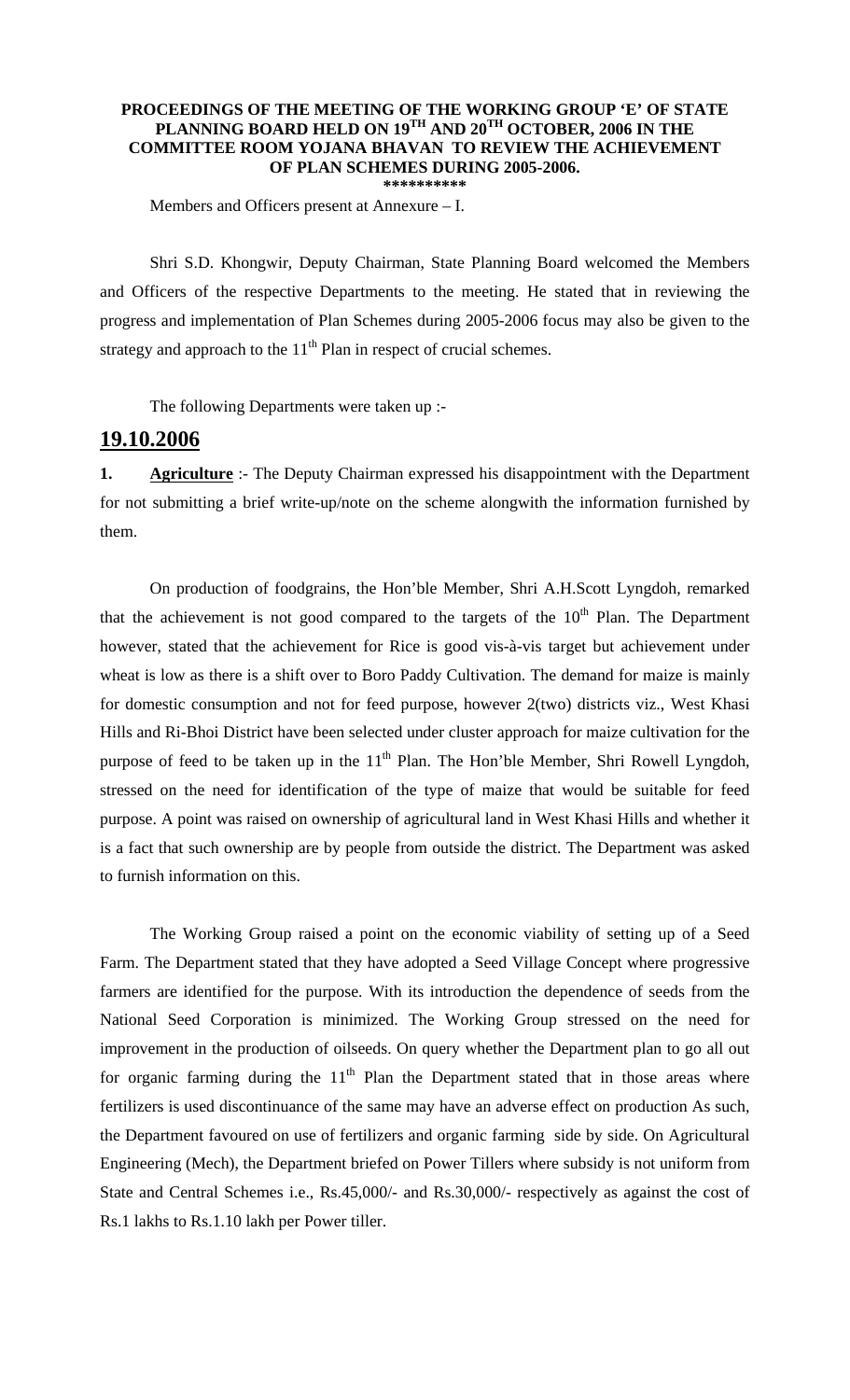**PROCEEDINGS OF THE MEETING OF THE WORKING GROUP 'E' OF STATE PLANNING BOARD HELD ON 19TH AND 20TH OCTOBER, 2006 IN THE COMMITTEE ROOM YOJANA BHAVAN TO REVIEW THE ACHIEVEMENT OF PLAN SCHEMES DURING 2005-2006.**

\*\*\*\*\*\*\*\*\*\*

Members and Officers present at Annexure – I.

Shri S.D. Khongwir, Deputy Chairman, State Planning Board welcomed the Members and Officers of the respective Departments to the meeting. He stated that in reviewing the progress and implementation of Plan Schemes during 2005-2006 focus may also be given to the strategy and approach to the 11th Plan in respect of crucial schemes.

The following Departments were taken up :-

## 19.10.2006

**1. Agriculture** :- The Deputy Chairman expressed his disappointment with the Department for not submitting a brief write-up/note on the scheme alongwith the information furnished by them.

On production of foodgrains, the Hon'ble Member, Shri A.H.Scott Lyngdoh, remarked that the achievement is not good compared to the targets of the 10th Plan. The Department however, stated that the achievement for Rice is good vis-à-vis target but achievement under wheat is low as there is a shift over to Boro Paddy Cultivation. The demand for maize is mainly for domestic consumption and not for feed purpose, however 2(two) districts viz., West Khasi Hills and Ri-Bhoi District have been selected under cluster approach for maize cultivation for the purpose of feed to be taken up in the 11th Plan. The Hon'ble Member, Shri Rowell Lyngdoh, stressed on the need for identification of the type of maize that would be suitable for feed purpose. A point was raised on ownership of agricultural land in West Khasi Hills and whether it is a fact that such ownership are by people from outside the district. The Department was asked to furnish information on this.

The Working Group raised a point on the economic viability of setting up of a Seed Farm. The Department stated that they have adopted a Seed Village Concept where progressive farmers are identified for the purpose. With its introduction the dependence of seeds from the National Seed Corporation is minimized. The Working Group stressed on the need for improvement in the production of oilseeds. On query whether the Department plan to go all out for organic farming during the 11th Plan the Department stated that in those areas where fertilizers is used discontinuance of the same may have an adverse effect on production As such, the Department favoured on use of fertilizers and organic farming side by side. On Agricultural Engineering (Mech), the Department briefed on Power Tillers where subsidy is not uniform from State and Central Schemes i.e., Rs.45,000/- and Rs.30,000/- respectively as against the cost of Rs.1 lakhs to Rs.1.10 lakh per Power tiller.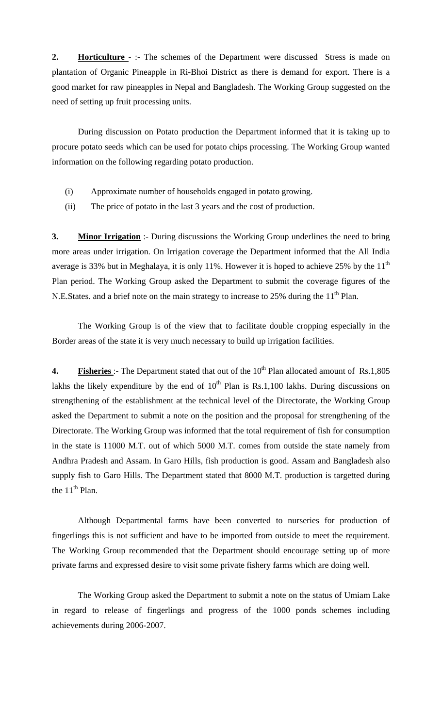**2. Horticulture** - :- The schemes of the Department were discussed Stress is made on plantation of Organic Pineapple in Ri-Bhoi District as there is demand for export. There is a good market for raw pineapples in Nepal and Bangladesh. The Working Group suggested on the need of setting up fruit processing units.

During discussion on Potato production the Department informed that it is taking up to procure potato seeds which can be used for potato chips processing. The Working Group wanted information on the following regarding potato production.

(i) Approximate number of households engaged in potato growing.

(ii) The price of potato in the last 3 years and the cost of production.

**3. Minor Irrigation** :- During discussions the Working Group underlines the need to bring more areas under irrigation. On Irrigation coverage the Department informed that the All India average is 33% but in Meghalaya, it is only 11%. However it is hoped to achieve 25% by the 11th Plan period. The Working Group asked the Department to submit the coverage figures of the N.E.States. and a brief note on the main strategy to increase to 25% during the 11th Plan.

The Working Group is of the view that to facilitate double cropping especially in the Border areas of the state it is very much necessary to build up irrigation facilities.

**4. Fisheries** :- The Department stated that out of the 10th Plan allocated amount of Rs.1,805 lakhs the likely expenditure by the end of 10th Plan is Rs.1,100 lakhs. During discussions on strengthening of the establishment at the technical level of the Directorate, the Working Group asked the Department to submit a note on the position and the proposal for strengthening of the Directorate. The Working Group was informed that the total requirement of fish for consumption in the state is 11000 M.T. out of which 5000 M.T. comes from outside the state namely from Andhra Pradesh and Assam. In Garo Hills, fish production is good. Assam and Bangladesh also supply fish to Garo Hills. The Department stated that 8000 M.T. production is targetted during the 11th Plan.

Although Departmental farms have been converted to nurseries for production of fingerlings this is not sufficient and have to be imported from outside to meet the requirement. The Working Group recommended that the Department should encourage setting up of more private farms and expressed desire to visit some private fishery farms which are doing well.

The Working Group asked the Department to submit a note on the status of Umiam Lake in regard to release of fingerlings and progress of the 1000 ponds schemes including achievements during 2006-2007.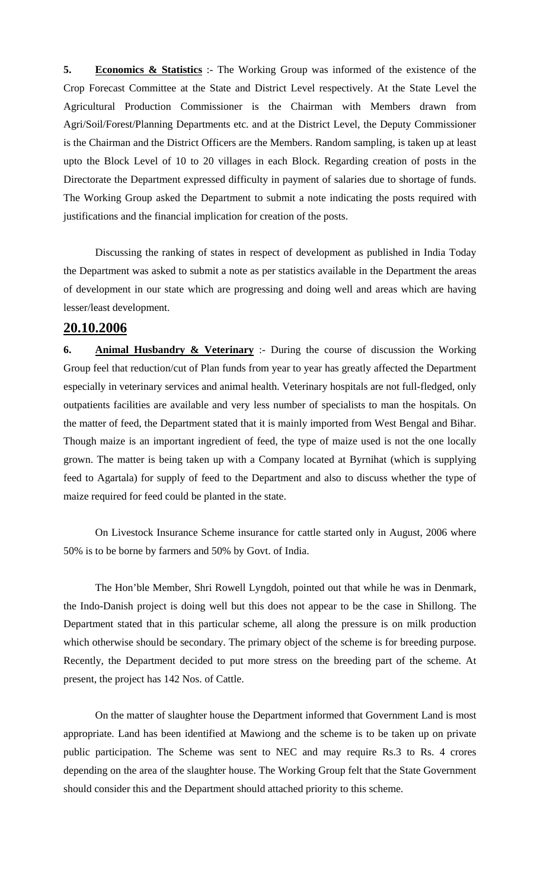**5.** **Economics & Statistics** :- The Working Group was informed of the existence of the Crop Forecast Committee at the State and District Level respectively. At the State Level the Agricultural Production Commissioner is the Chairman with Members drawn from Agri/Soil/Forest/Planning Departments etc. and at the District Level, the Deputy Commissioner is the Chairman and the District Officers are the Members. Random sampling, is taken up at least upto the Block Level of 10 to 20 villages in each Block. Regarding creation of posts in the Directorate the Department expressed difficulty in payment of salaries due to shortage of funds. The Working Group asked the Department to submit a note indicating the posts required with justifications and the financial implication for creation of the posts.

Discussing the ranking of states in respect of development as published in India Today the Department was asked to submit a note as per statistics available in the Department the areas of development in our state which are progressing and doing well and areas which are having lesser/least development.

## 20.10.2006

**6.** **Animal Husbandry & Veterinary** :- During the course of discussion the Working Group feel that reduction/cut of Plan funds from year to year has greatly affected the Department especially in veterinary services and animal health. Veterinary hospitals are not full-fledged, only outpatients facilities are available and very less number of specialists to man the hospitals. On the matter of feed, the Department stated that it is mainly imported from West Bengal and Bihar. Though maize is an important ingredient of feed, the type of maize used is not the one locally grown. The matter is being taken up with a Company located at Byrnihat (which is supplying feed to Agartala) for supply of feed to the Department and also to discuss whether the type of maize required for feed could be planted in the state.

On Livestock Insurance Scheme insurance for cattle started only in August, 2006 where 50% is to be borne by farmers and 50% by Govt. of India.

The Hon'ble Member, Shri Rowell Lyngdoh, pointed out that while he was in Denmark, the Indo-Danish project is doing well but this does not appear to be the case in Shillong. The Department stated that in this particular scheme, all along the pressure is on milk production which otherwise should be secondary. The primary object of the scheme is for breeding purpose. Recently, the Department decided to put more stress on the breeding part of the scheme. At present, the project has 142 Nos. of Cattle.

On the matter of slaughter house the Department informed that Government Land is most appropriate. Land has been identified at Mawiong and the scheme is to be taken up on private public participation. The Scheme was sent to NEC and may require Rs.3 to Rs. 4 crores depending on the area of the slaughter house. The Working Group felt that the State Government should consider this and the Department should attached priority to this scheme.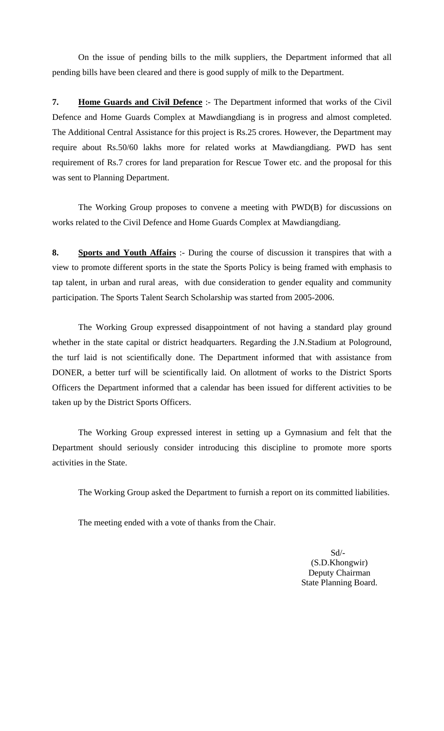On the issue of pending bills to the milk suppliers, the Department informed that all pending bills have been cleared and there is good supply of milk to the Department.

**7. Home Guards and Civil Defence** :- The Department informed that works of the Civil Defence and Home Guards Complex at Mawdiangdiang is in progress and almost completed. The Additional Central Assistance for this project is Rs.25 crores. However, the Department may require about Rs.50/60 lakhs more for related works at Mawdiangdiang. PWD has sent requirement of Rs.7 crores for land preparation for Rescue Tower etc. and the proposal for this was sent to Planning Department.

The Working Group proposes to convene a meeting with PWD(B) for discussions on works related to the Civil Defence and Home Guards Complex at Mawdiangdiang.

**8. Sports and Youth Affairs** :- During the course of discussion it transpires that with a view to promote different sports in the state the Sports Policy is being framed with emphasis to tap talent, in urban and rural areas, with due consideration to gender equality and community participation. The Sports Talent Search Scholarship was started from 2005-2006.

The Working Group expressed disappointment of not having a standard play ground whether in the state capital or district headquarters. Regarding the J.N.Stadium at Pologround, the turf laid is not scientifically done. The Department informed that with assistance from DONER, a better turf will be scientifically laid. On allotment of works to the District Sports Officers the Department informed that a calendar has been issued for different activities to be taken up by the District Sports Officers.

The Working Group expressed interest in setting up a Gymnasium and felt that the Department should seriously consider introducing this discipline to promote more sports activities in the State.

The Working Group asked the Department to furnish a report on its committed liabilities.

The meeting ended with a vote of thanks from the Chair.

Sd/-
(S.D.Khongwir)
Deputy Chairman
State Planning Board.